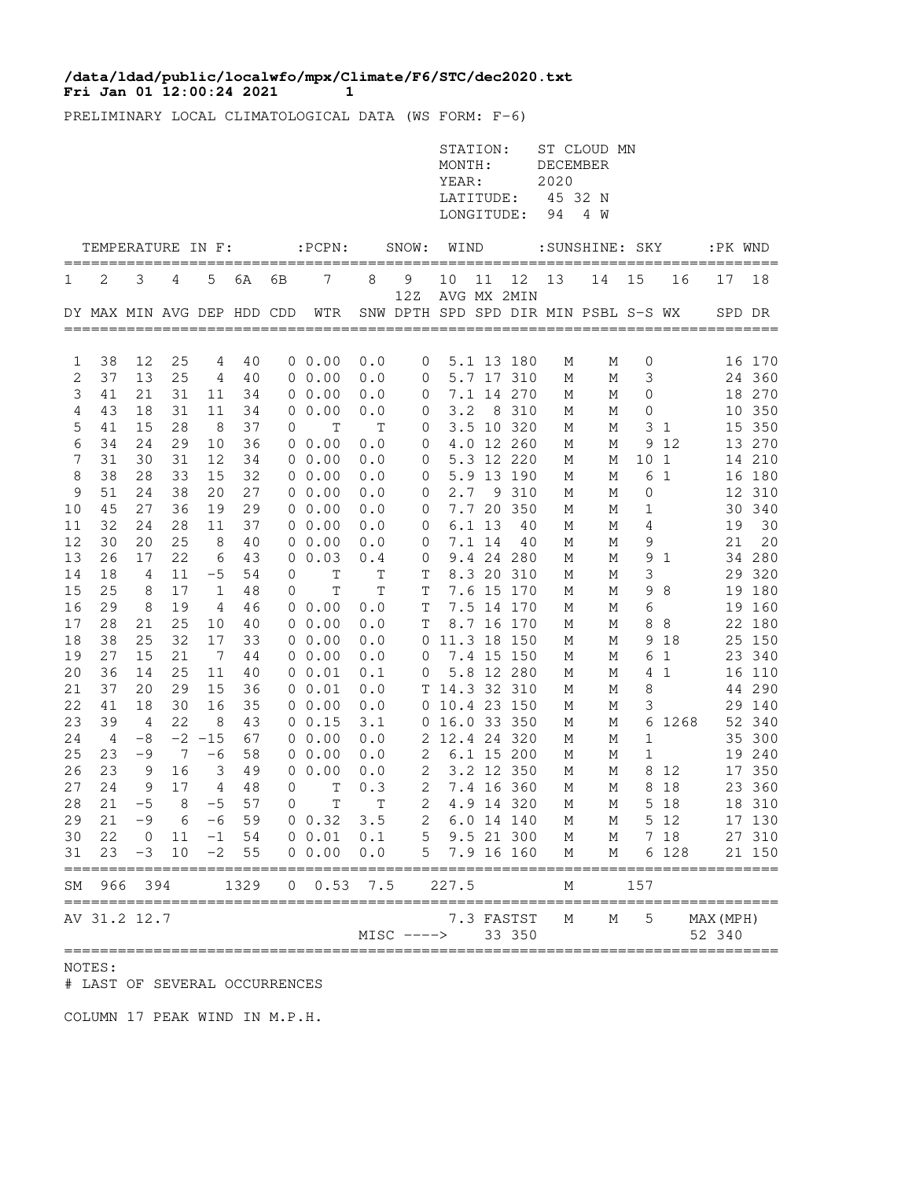**/data/ldad/public/localwfo/mpx/Climate/F6/STC/dec2020.txt**
**Fri Jan 01 12:00:24 2021 1**

PRELIMINARY LOCAL CLIMATOLOGICAL DATA (WS FORM: F-6)

STATION: ST CLOUD MN
MONTH: DECEMBER
YEAR: 2020
LATITUDE: 45 32 N
LONGITUDE: 94 4 W

| TEMPERATURE IN F: | | | | | | | :PCPN: | SNOW: | | WIND | | | :SUNSHINE: | | SKY | | :PK WND | |
|---|---|---|---|---|---|---|---|---|---|---|---|---|---|---|---|---|---|---|
| 1 | 2 | 3 | 4 | 5 | 6A | 6B | 7 | 8 | 9 12Z | 10 | 11 | 12 | 13 | 14 | 15 | 16 | 17 | 18 |
| DY | MAX | MIN | AVG | DEP | HDD | CDD | WTR | SNW | DPTH | AVG SPD | MX SPD | 2MIN DIR | MIN | PSBL | S-S | WX | SPD | DR |
| 1 | 38 | 12 | 25 | 4 | 40 | 0 | 0.00 | 0.0 | 0 | 5.1 | 13 | 180 | M | M | 0 | | 16 | 170 |
| 2 | 37 | 13 | 25 | 4 | 40 | 0 | 0.00 | 0.0 | 0 | 5.7 | 17 | 310 | M | M | 3 | | 24 | 360 |
| 3 | 41 | 21 | 31 | 11 | 34 | 0 | 0.00 | 0.0 | 0 | 7.1 | 14 | 270 | M | M | 0 | | 18 | 270 |
| 4 | 43 | 18 | 31 | 11 | 34 | 0 | 0.00 | 0.0 | 0 | 3.2 | 8 | 310 | M | M | 0 | | 10 | 350 |
| 5 | 41 | 15 | 28 | 8 | 37 | 0 | T | T | 0 | 3.5 | 10 | 320 | M | M | 3 | 1 | 15 | 350 |
| 6 | 34 | 24 | 29 | 10 | 36 | 0 | 0.00 | 0.0 | 0 | 4.0 | 12 | 260 | M | M | 9 | 12 | 13 | 270 |
| 7 | 31 | 30 | 31 | 12 | 34 | 0 | 0.00 | 0.0 | 0 | 5.3 | 12 | 220 | M | M | 10 | 1 | 14 | 210 |
| 8 | 38 | 28 | 33 | 15 | 32 | 0 | 0.00 | 0.0 | 0 | 5.9 | 13 | 190 | M | M | 6 | 1 | 16 | 180 |
| 9 | 51 | 24 | 38 | 20 | 27 | 0 | 0.00 | 0.0 | 0 | 2.7 | 9 | 310 | M | M | 0 | | 12 | 310 |
| 10 | 45 | 27 | 36 | 19 | 29 | 0 | 0.00 | 0.0 | 0 | 7.7 | 20 | 350 | M | M | 1 | | 30 | 340 |
| 11 | 32 | 24 | 28 | 11 | 37 | 0 | 0.00 | 0.0 | 0 | 6.1 | 13 | 40 | M | M | 4 | | 19 | 30 |
| 12 | 30 | 20 | 25 | 8 | 40 | 0 | 0.00 | 0.0 | 0 | 7.1 | 14 | 40 | M | M | 9 | | 21 | 20 |
| 13 | 26 | 17 | 22 | 6 | 43 | 0 | 0.03 | 0.4 | 0 | 9.4 | 24 | 280 | M | M | 9 | 1 | 34 | 280 |
| 14 | 18 | 4 | 11 | -5 | 54 | 0 | T | T | T | 8.3 | 20 | 310 | M | M | 3 | | 29 | 320 |
| 15 | 25 | 8 | 17 | 1 | 48 | 0 | T | T | T | 7.6 | 15 | 170 | M | M | 9 | 8 | 19 | 180 |
| 16 | 29 | 8 | 19 | 4 | 46 | 0 | 0.00 | 0.0 | T | 7.5 | 14 | 170 | M | M | 6 | | 19 | 160 |
| 17 | 28 | 21 | 25 | 10 | 40 | 0 | 0.00 | 0.0 | T | 8.7 | 16 | 170 | M | M | 8 | 8 | 22 | 180 |
| 18 | 38 | 25 | 32 | 17 | 33 | 0 | 0.00 | 0.0 | 0 | 11.3 | 18 | 150 | M | M | 9 | 18 | 25 | 150 |
| 19 | 27 | 15 | 21 | 7 | 44 | 0 | 0.00 | 0.0 | 0 | 7.4 | 15 | 150 | M | M | 6 | 1 | 23 | 340 |
| 20 | 36 | 14 | 25 | 11 | 40 | 0 | 0.01 | 0.1 | 0 | 5.8 | 12 | 280 | M | M | 4 | 1 | 16 | 110 |
| 21 | 37 | 20 | 29 | 15 | 36 | 0 | 0.01 | 0.0 | T | 14.3 | 32 | 310 | M | M | 8 | | 44 | 290 |
| 22 | 41 | 18 | 30 | 16 | 35 | 0 | 0.00 | 0.0 | 0 | 10.4 | 23 | 150 | M | M | 3 | | 29 | 140 |
| 23 | 39 | 4 | 22 | 8 | 43 | 0 | 0.15 | 3.1 | 0 | 16.0 | 33 | 350 | M | M | 6 | 1268 | 52 | 340 |
| 24 | 4 | -8 | -2 | -15 | 67 | 0 | 0.00 | 0.0 | 2 | 12.4 | 24 | 320 | M | M | 1 | | 35 | 300 |
| 25 | 23 | -9 | 7 | -6 | 58 | 0 | 0.00 | 0.0 | 2 | 6.1 | 15 | 200 | M | M | 1 | | 19 | 240 |
| 26 | 23 | 9 | 16 | 3 | 49 | 0 | 0.00 | 0.0 | 2 | 3.2 | 12 | 350 | M | M | 8 | 12 | 17 | 350 |
| 27 | 24 | 9 | 17 | 4 | 48 | 0 | T | 0.3 | 2 | 7.4 | 16 | 360 | M | M | 8 | 18 | 23 | 360 |
| 28 | 21 | -5 | 8 | -5 | 57 | 0 | T | T | 2 | 4.9 | 14 | 320 | M | M | 5 | 18 | 18 | 310 |
| 29 | 21 | -9 | 6 | -6 | 59 | 0 | 0.32 | 3.5 | 2 | 6.0 | 14 | 140 | M | M | 5 | 12 | 17 | 130 |
| 30 | 22 | 0 | 11 | -1 | 54 | 0 | 0.01 | 0.1 | 5 | 9.5 | 21 | 300 | M | M | 7 | 18 | 27 | 310 |
| 31 | 23 | -3 | 10 | -2 | 55 | 0 | 0.00 | 0.0 | 5 | 7.9 | 16 | 160 | M | M | 6 | 128 | 21 | 150 |
| SM | 966 | 394 | | | 1329 | 0 | 0.53 | 7.5 | | 227.5 | | | M | | 157 | | | |
| AV | 31.2 | 12.7 | | | | | | | | 7.3 | FASTST | | M | M | 5 | | MAX(MPH) | |
| | | | | | | | | MISC ----> | | | 33 | 350 | | | | | 52 | 340 |

NOTES:
# LAST OF SEVERAL OCCURRENCES

COLUMN 17 PEAK WIND IN M.P.H.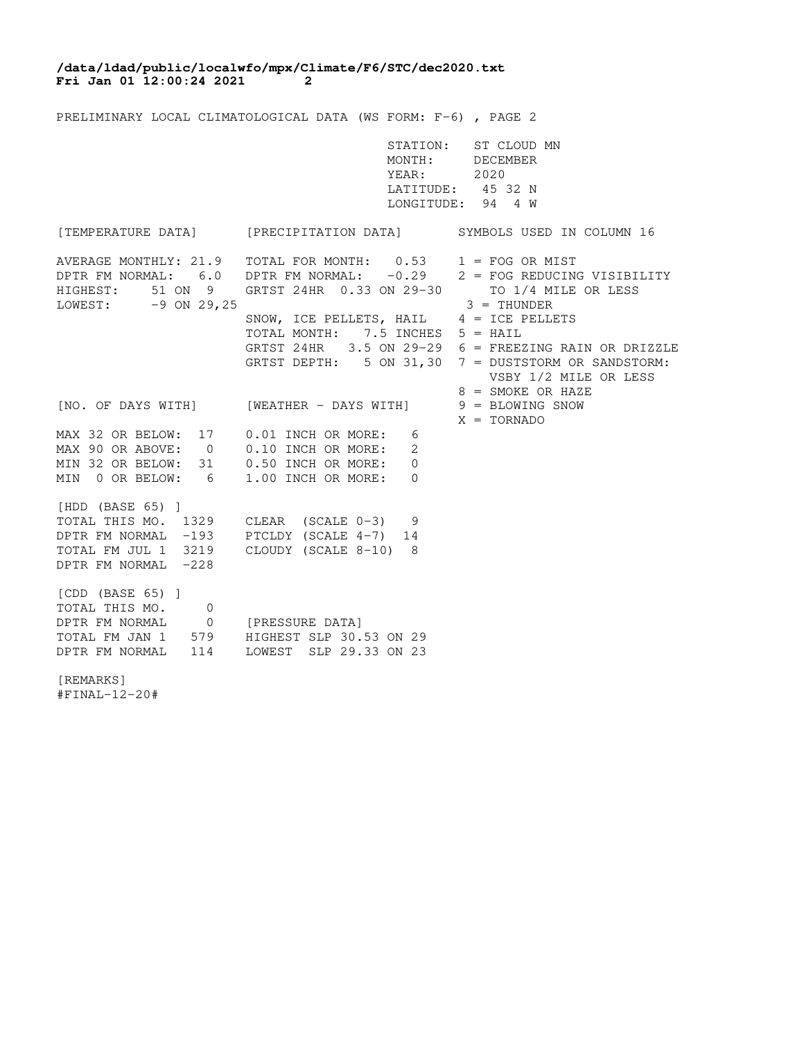**/data/ldad/public/localwfo/mpx/Climate/F6/STC/dec2020.txt**
**Fri Jan 01 12:00:24 2021 2**

PRELIMINARY LOCAL CLIMATOLOGICAL DATA (WS FORM: F-6) , PAGE 2

STATION: ST CLOUD MN
MONTH: DECEMBER
YEAR: 2020
LATITUDE: 45 32 N
LONGITUDE: 94 4 W

```
[TEMPERATURE DATA]      [PRECIPITATION DATA]       SYMBOLS USED IN COLUMN 16

AVERAGE MONTHLY: 21.9   TOTAL FOR MONTH:   0.53    1 = FOG OR MIST
DPTR FM NORMAL:   6.0   DPTR FM NORMAL:   -0.29    2 = FOG REDUCING VISIBILITY
HIGHEST:    51 ON  9    GRTST 24HR  0.33 ON 29-30      TO 1/4 MILE OR LESS
LOWEST:     -9 ON 29,25                             3 = THUNDER
                        SNOW, ICE PELLETS, HAIL    4 = ICE PELLETS
                        TOTAL MONTH:   7.5 INCHES  5 = HAIL
                        GRTST 24HR   3.5 ON 29-29  6 = FREEZING RAIN OR DRIZZLE
                        GRTST DEPTH:   5 ON 31,30  7 = DUSTSTORM OR SANDSTORM:
                                                       VSBY 1/2 MILE OR LESS
                                                   8 = SMOKE OR HAZE
[NO. OF DAYS WITH]      [WEATHER - DAYS WITH]      9 = BLOWING SNOW
                                                   X = TORNADO
MAX 32 OR BELOW:  17    0.01 INCH OR MORE:   6
MAX 90 OR ABOVE:   0    0.10 INCH OR MORE:   2
MIN 32 OR BELOW:  31    0.50 INCH OR MORE:   0
MIN  0 OR BELOW:   6    1.00 INCH OR MORE:   0

[HDD (BASE 65) ]
TOTAL THIS MO.  1329    CLEAR  (SCALE 0-3)   9
DPTR FM NORMAL  -193    PTCLDY (SCALE 4-7)  14
TOTAL FM JUL 1  3219    CLOUDY (SCALE 8-10)  8
DPTR FM NORMAL  -228

[CDD (BASE 65) ]
TOTAL THIS MO.     0
DPTR FM NORMAL     0    [PRESSURE DATA]
TOTAL FM JAN 1   579    HIGHEST SLP 30.53 ON 29
DPTR FM NORMAL   114    LOWEST  SLP 29.33 ON 23

[REMARKS]
#FINAL-12-20#
```